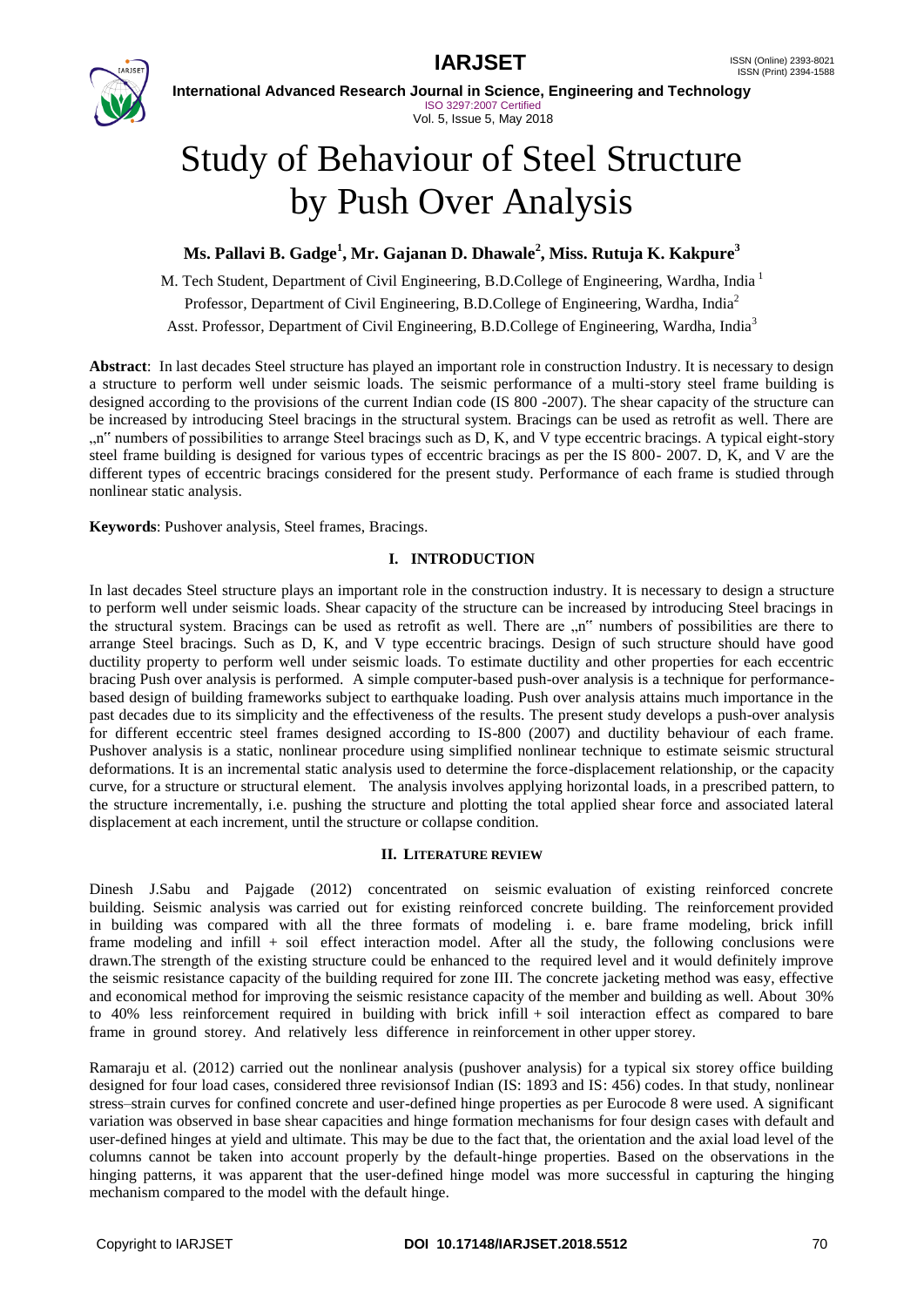# Study of Behaviour of Steel Structure by Push Over Analysis

**Ms. Pallavi B. Gadge[1], Mr. Gajanan D. Dhawale[2], Miss. Rutuja K. Kakpure[3]**

M. Tech Student, Department of Civil Engineering, B.D.College of Engineering, Wardha, India [1]

Professor, Department of Civil Engineering, B.D.College of Engineering, Wardha, India[2]

Asst. Professor, Department of Civil Engineering, B.D.College of Engineering, Wardha, India[3]

**Abstract**: In last decades Steel structure has played an important role in construction Industry. It is necessary to design a structure to perform well under seismic loads. The seismic performance of a multi-story steel frame building is designed according to the provisions of the current Indian code (IS 800 -2007). The shear capacity of the structure can be increased by introducing Steel bracings in the structural system. Bracings can be used as retrofit as well. There are „n" numbers of possibilities to arrange Steel bracings such as D, K, and V type eccentric bracings. A typical eight-story steel frame building is designed for various types of eccentric bracings as per the IS 800- 2007. D, K, and V are the different types of eccentric bracings considered for the present study. Performance of each frame is studied through nonlinear static analysis.

**Keywords**: Pushover analysis, Steel frames, Bracings.

## I. INTRODUCTION

In last decades Steel structure plays an important role in the construction industry. It is necessary to design a structure to perform well under seismic loads. Shear capacity of the structure can be increased by introducing Steel bracings in the structural system. Bracings can be used as retrofit as well. There are „n" numbers of possibilities are there to arrange Steel bracings. Such as D, K, and V type eccentric bracings. Design of such structure should have good ductility property to perform well under seismic loads. To estimate ductility and other properties for each eccentric bracing Push over analysis is performed. A simple computer-based push-over analysis is a technique for performance-based design of building frameworks subject to earthquake loading. Push over analysis attains much importance in the past decades due to its simplicity and the effectiveness of the results. The present study develops a push-over analysis for different eccentric steel frames designed according to IS-800 (2007) and ductility behaviour of each frame. Pushover analysis is a static, nonlinear procedure using simplified nonlinear technique to estimate seismic structural deformations. It is an incremental static analysis used to determine the force-displacement relationship, or the capacity curve, for a structure or structural element. The analysis involves applying horizontal loads, in a prescribed pattern, to the structure incrementally, i.e. pushing the structure and plotting the total applied shear force and associated lateral displacement at each increment, until the structure or collapse condition.

## II. LITERATURE REVIEW

Dinesh J.Sabu and Pajgade (2012) concentrated on seismic evaluation of existing reinforced concrete building. Seismic analysis was carried out for existing reinforced concrete building. The reinforcement provided in building was compared with all the three formats of modeling i. e. bare frame modeling, brick infill frame modeling and infill + soil effect interaction model. After all the study, the following conclusions were drawn.The strength of the existing structure could be enhanced to the required level and it would definitely improve the seismic resistance capacity of the building required for zone III. The concrete jacketing method was easy, effective and economical method for improving the seismic resistance capacity of the member and building as well. About 30% to 40% less reinforcement required in building with brick infill + soil interaction effect as compared to bare frame in ground storey. And relatively less difference in reinforcement in other upper storey.

Ramaraju et al. (2012) carried out the nonlinear analysis (pushover analysis) for a typical six storey office building designed for four load cases, considered three revisionsof Indian (IS: 1893 and IS: 456) codes. In that study, nonlinear stress–strain curves for confined concrete and user-defined hinge properties as per Eurocode 8 were used. A significant variation was observed in base shear capacities and hinge formation mechanisms for four design cases with default and user-defined hinges at yield and ultimate. This may be due to the fact that, the orientation and the axial load level of the columns cannot be taken into account properly by the default-hinge properties. Based on the observations in the hinging patterns, it was apparent that the user-defined hinge model was more successful in capturing the hinging mechanism compared to the model with the default hinge.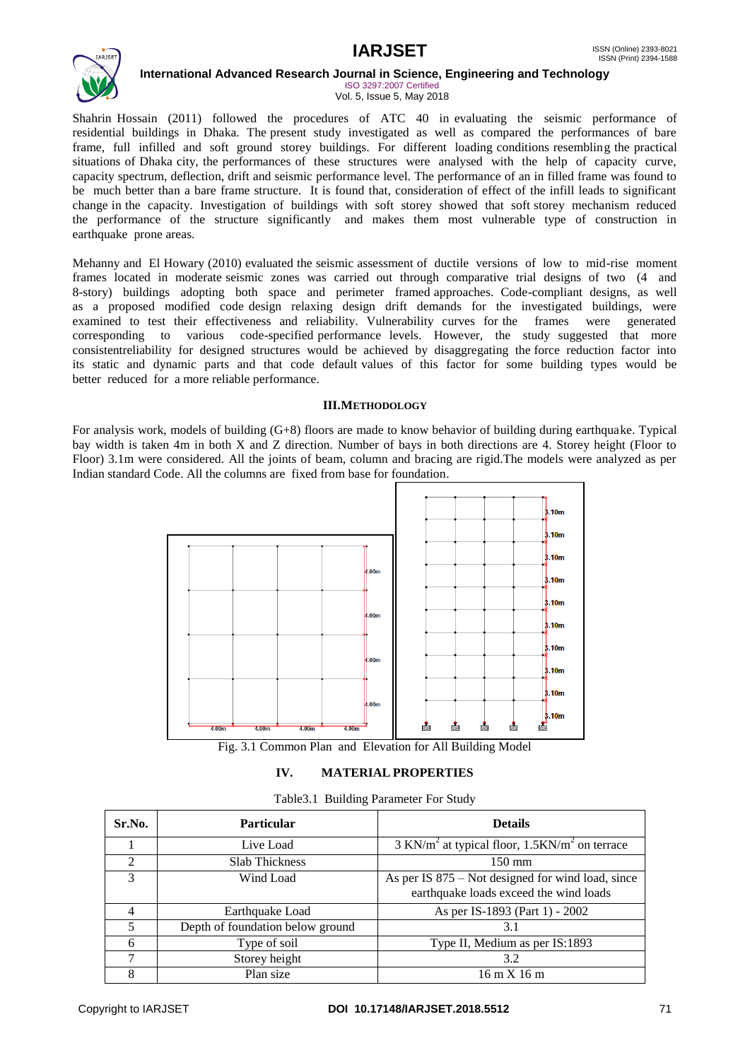Shahrin Hossain (2011) followed the procedures of ATC 40 in evaluating the seismic performance of residential buildings in Dhaka. The present study investigated as well as compared the performances of bare frame, full infilled and soft ground storey buildings. For different loading conditions resembling the practical situations of Dhaka city, the performances of these structures were analysed with the help of capacity curve, capacity spectrum, deflection, drift and seismic performance level. The performance of an in filled frame was found to be much better than a bare frame structure. It is found that, consideration of effect of the infill leads to significant change in the capacity. Investigation of buildings with soft storey showed that soft storey mechanism reduced the performance of the structure significantly and makes them most vulnerable type of construction in earthquake prone areas.

Mehanny and El Howary (2010) evaluated the seismic assessment of ductile versions of low to mid-rise moment frames located in moderate seismic zones was carried out through comparative trial designs of two (4 and 8-story) buildings adopting both space and perimeter framed approaches. Code-compliant designs, as well as a proposed modified code design relaxing design drift demands for the investigated buildings, were examined to test their effectiveness and reliability. Vulnerability curves for the frames were generated corresponding to various code-specified performance levels. However, the study suggested that more consistentreliability for designed structures would be achieved by disaggregating the force reduction factor into its static and dynamic parts and that code default values of this factor for some building types would be better reduced for a more reliable performance.

## III. METHODOLOGY

For analysis work, models of building (G+8) floors are made to know behavior of building during earthquake. Typical bay width is taken 4m in both X and Z direction. Number of bays in both directions are 4. Storey height (Floor to Floor) 3.1m were considered. All the joints of beam, column and bracing are rigid.The models were analyzed as per Indian standard Code. All the columns are fixed from base for foundation.

Fig. 3.1 Common Plan and Elevation for All Building Model

## IV. MATERIAL PROPERTIES

Table3.1 Building Parameter For Study

| Sr.No. | Particular | Details |
|---|---|---|
| 1 | Live Load | 3 KN/m$^2$ at typical floor, 1.5KN/m$^2$ on terrace |
| 2 | Slab Thickness | 150 mm |
| 3 | Wind Load | As per IS 875 – Not designed for wind load, since earthquake loads exceed the wind loads |
| 4 | Earthquake Load | As per IS-1893 (Part 1) - 2002 |
| 5 | Depth of foundation below ground | 3.1 |
| 6 | Type of soil | Type II, Medium as per IS:1893 |
| 7 | Storey height | 3.2 |
| 8 | Plan size | 16 m X 16 m |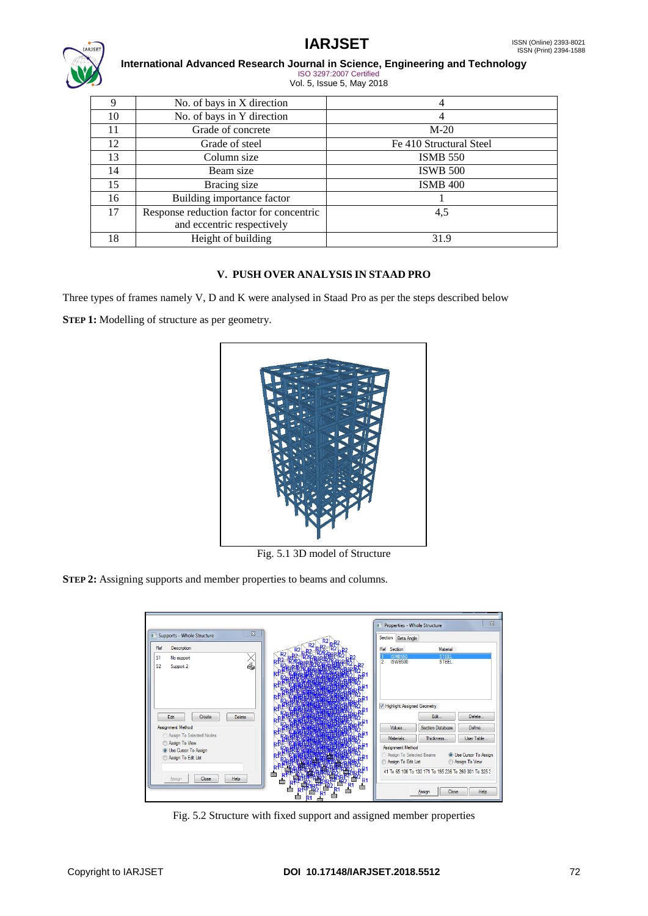| 9 | No. of bays in X direction | 4 |
|---|---|---|
| 10 | No. of bays in Y direction | 4 |
| 11 | Grade of concrete | M-20 |
| 12 | Grade of steel | Fe 410 Structural Steel |
| 13 | Column size | ISMB 550 |
| 14 | Beam size | ISWB 500 |
| 15 | Bracing size | ISMB 400 |
| 16 | Building importance factor | 1 |
| 17 | Response reduction factor for concentric and eccentric respectively | 4,5 |
| 18 | Height of building | 31.9 |

## V. PUSH OVER ANALYSIS IN STAAD PRO

Three types of frames namely V, D and K were analysed in Staad Pro as per the steps described below

**STEP 1:** Modelling of structure as per geometry.

Fig. 5.1 3D model of Structure

**STEP 2:** Assigning supports and member properties to beams and columns.

Fig. 5.2 Structure with fixed support and assigned member properties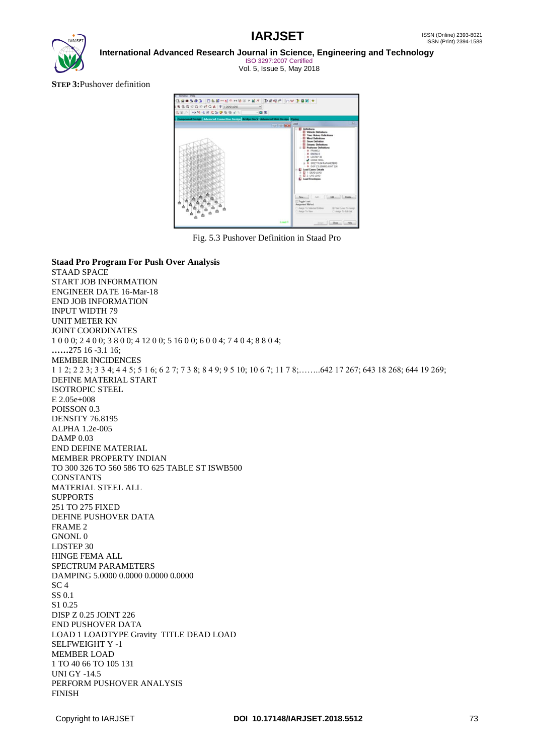**STEP 3:**Pushover definition

Fig. 5.3 Pushover Definition in Staad Pro

**Staad Pro Program For Push Over Analysis**

STAAD SPACE
START JOB INFORMATION
ENGINEER DATE 16-Mar-18
END JOB INFORMATION
INPUT WIDTH 79
UNIT METER KN
JOINT COORDINATES
1 0 0 0; 2 4 0 0; 3 8 0 0; 4 12 0 0; 5 16 0 0; 6 0 0 4; 7 4 0 4; 8 8 0 4;
**……**275 16 -3.1 16;
MEMBER INCIDENCES
1 1 2; 2 2 3; 3 3 4; 4 4 5; 5 1 6; 6 2 7; 7 3 8; 8 4 9; 9 5 10; 10 6 7; 11 7 8;……..642 17 267; 643 18 268; 644 19 269;
DEFINE MATERIAL START
ISOTROPIC STEEL
E 2.05e+008
POISSON 0.3
DENSITY 76.8195
ALPHA 1.2e-005
DAMP 0.03
END DEFINE MATERIAL
MEMBER PROPERTY INDIAN
TO 300 326 TO 560 586 TO 625 TABLE ST ISWB500
CONSTANTS
MATERIAL STEEL ALL
SUPPORTS
251 TO 275 FIXED
DEFINE PUSHOVER DATA
FRAME 2
GNONL 0
LDSTEP 30
HINGE FEMA ALL
SPECTRUM PARAMETERS
DAMPING 5.0000 0.0000 0.0000 0.0000
SC 4
SS 0.1
S1 0.25
DISP Z 0.25 JOINT 226
END PUSHOVER DATA
LOAD 1 LOADTYPE Gravity TITLE DEAD LOAD
SELFWEIGHT Y -1
MEMBER LOAD
1 TO 40 66 TO 105 131
UNI GY -14.5
PERFORM PUSHOVER ANALYSIS
FINISH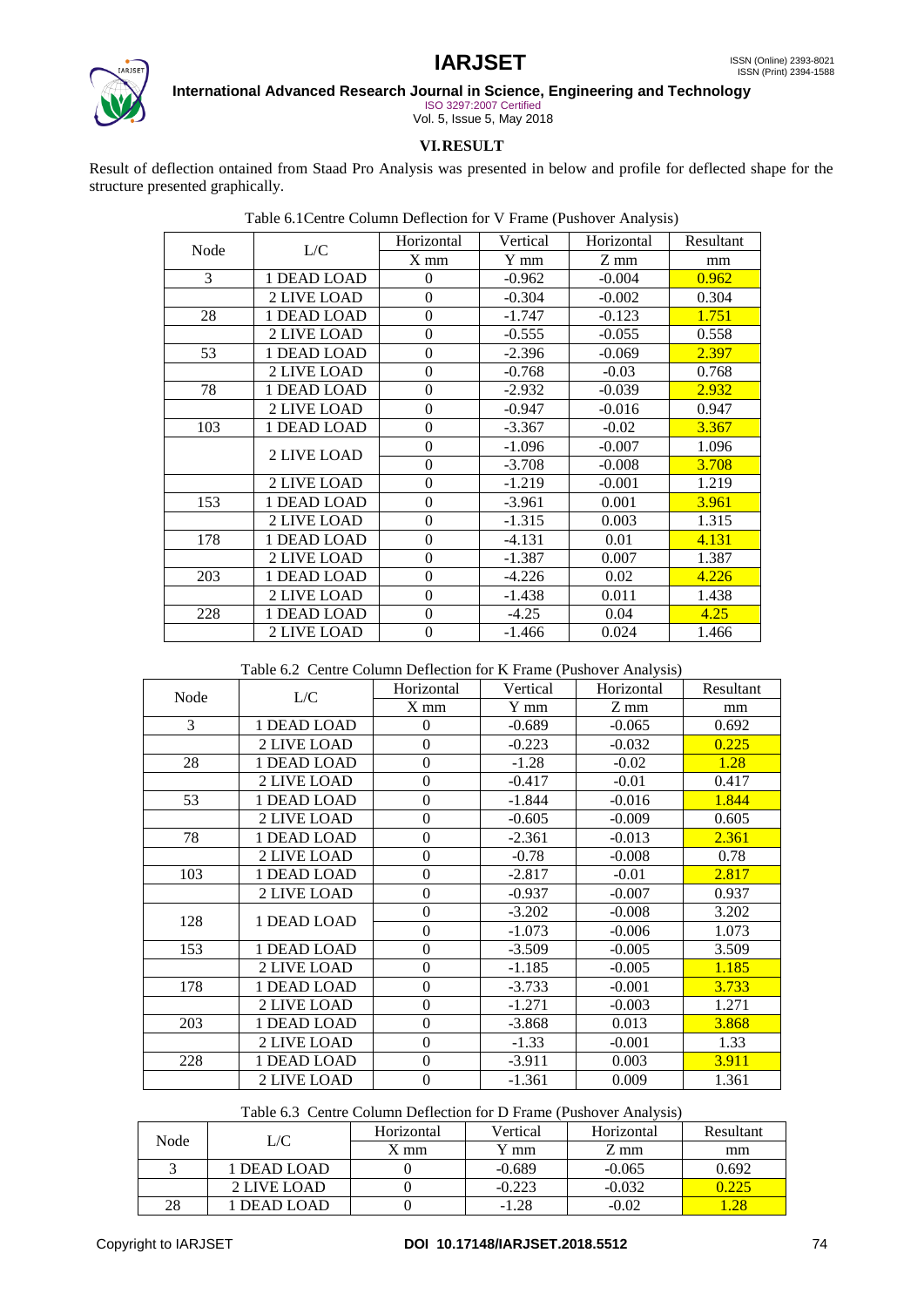## VI. RESULT

Result of deflection ontained from Staad Pro Analysis was presented in below and profile for deflected shape for the structure presented graphically.

Table 6.1Centre Column Deflection for V Frame (Pushover Analysis)

| Node | L/C | Horizontal | Vertical | Horizontal | Resultant |
|---|---|---|---|---|---|
| | | X mm | Y mm | Z mm | mm |
| 3 | 1 DEAD LOAD | 0 | -0.962 | -0.004 | 0.962 |
| | 2 LIVE LOAD | 0 | -0.304 | -0.002 | 0.304 |
| 28 | 1 DEAD LOAD | 0 | -1.747 | -0.123 | 1.751 |
| | 2 LIVE LOAD | 0 | -0.555 | -0.055 | 0.558 |
| 53 | 1 DEAD LOAD | 0 | -2.396 | -0.069 | 2.397 |
| | 2 LIVE LOAD | 0 | -0.768 | -0.03 | 0.768 |
| 78 | 1 DEAD LOAD | 0 | -2.932 | -0.039 | 2.932 |
| | 2 LIVE LOAD | 0 | -0.947 | -0.016 | 0.947 |
| 103 | 1 DEAD LOAD | 0 | -3.367 | -0.02 | 3.367 |
| | 2 LIVE LOAD | 0 | -1.096 | -0.007 | 1.096 |
| | | 0 | -3.708 | -0.008 | 3.708 |
| | 2 LIVE LOAD | 0 | -1.219 | -0.001 | 1.219 |
| 153 | 1 DEAD LOAD | 0 | -3.961 | 0.001 | 3.961 |
| | 2 LIVE LOAD | 0 | -1.315 | 0.003 | 1.315 |
| 178 | 1 DEAD LOAD | 0 | -4.131 | 0.01 | 4.131 |
| | 2 LIVE LOAD | 0 | -1.387 | 0.007 | 1.387 |
| 203 | 1 DEAD LOAD | 0 | -4.226 | 0.02 | 4.226 |
| | 2 LIVE LOAD | 0 | -1.438 | 0.011 | 1.438 |
| 228 | 1 DEAD LOAD | 0 | -4.25 | 0.04 | 4.25 |
| | 2 LIVE LOAD | 0 | -1.466 | 0.024 | 1.466 |

Table 6.2 Centre Column Deflection for K Frame (Pushover Analysis)

| Node | L/C | Horizontal | Vertical | Horizontal | Resultant |
|---|---|---|---|---|---|
| | | X mm | Y mm | Z mm | mm |
| 3 | 1 DEAD LOAD | 0 | -0.689 | -0.065 | 0.692 |
| | 2 LIVE LOAD | 0 | -0.223 | -0.032 | 0.225 |
| 28 | 1 DEAD LOAD | 0 | -1.28 | -0.02 | 1.28 |
| | 2 LIVE LOAD | 0 | -0.417 | -0.01 | 0.417 |
| 53 | 1 DEAD LOAD | 0 | -1.844 | -0.016 | 1.844 |
| | 2 LIVE LOAD | 0 | -0.605 | -0.009 | 0.605 |
| 78 | 1 DEAD LOAD | 0 | -2.361 | -0.013 | 2.361 |
| | 2 LIVE LOAD | 0 | -0.78 | -0.008 | 0.78 |
| 103 | 1 DEAD LOAD | 0 | -2.817 | -0.01 | 2.817 |
| | 2 LIVE LOAD | 0 | -0.937 | -0.007 | 0.937 |
| 128 | 1 DEAD LOAD | 0 | -3.202 | -0.008 | 3.202 |
| | | 0 | -1.073 | -0.006 | 1.073 |
| 153 | 1 DEAD LOAD | 0 | -3.509 | -0.005 | 3.509 |
| | 2 LIVE LOAD | 0 | -1.185 | -0.005 | 1.185 |
| 178 | 1 DEAD LOAD | 0 | -3.733 | -0.001 | 3.733 |
| | 2 LIVE LOAD | 0 | -1.271 | -0.003 | 1.271 |
| 203 | 1 DEAD LOAD | 0 | -3.868 | 0.013 | 3.868 |
| | 2 LIVE LOAD | 0 | -1.33 | -0.001 | 1.33 |
| 228 | 1 DEAD LOAD | 0 | -3.911 | 0.003 | 3.911 |
| | 2 LIVE LOAD | 0 | -1.361 | 0.009 | 1.361 |

Table 6.3 Centre Column Deflection for D Frame (Pushover Analysis)

| Node | L/C | Horizontal | Vertical | Horizontal | Resultant |
|---|---|---|---|---|---|
| | | X mm | Y mm | Z mm | mm |
| 3 | 1 DEAD LOAD | 0 | -0.689 | -0.065 | 0.692 |
| | 2 LIVE LOAD | 0 | -0.223 | -0.032 | 0.225 |
| 28 | 1 DEAD LOAD | 0 | -1.28 | -0.02 | 1.28 |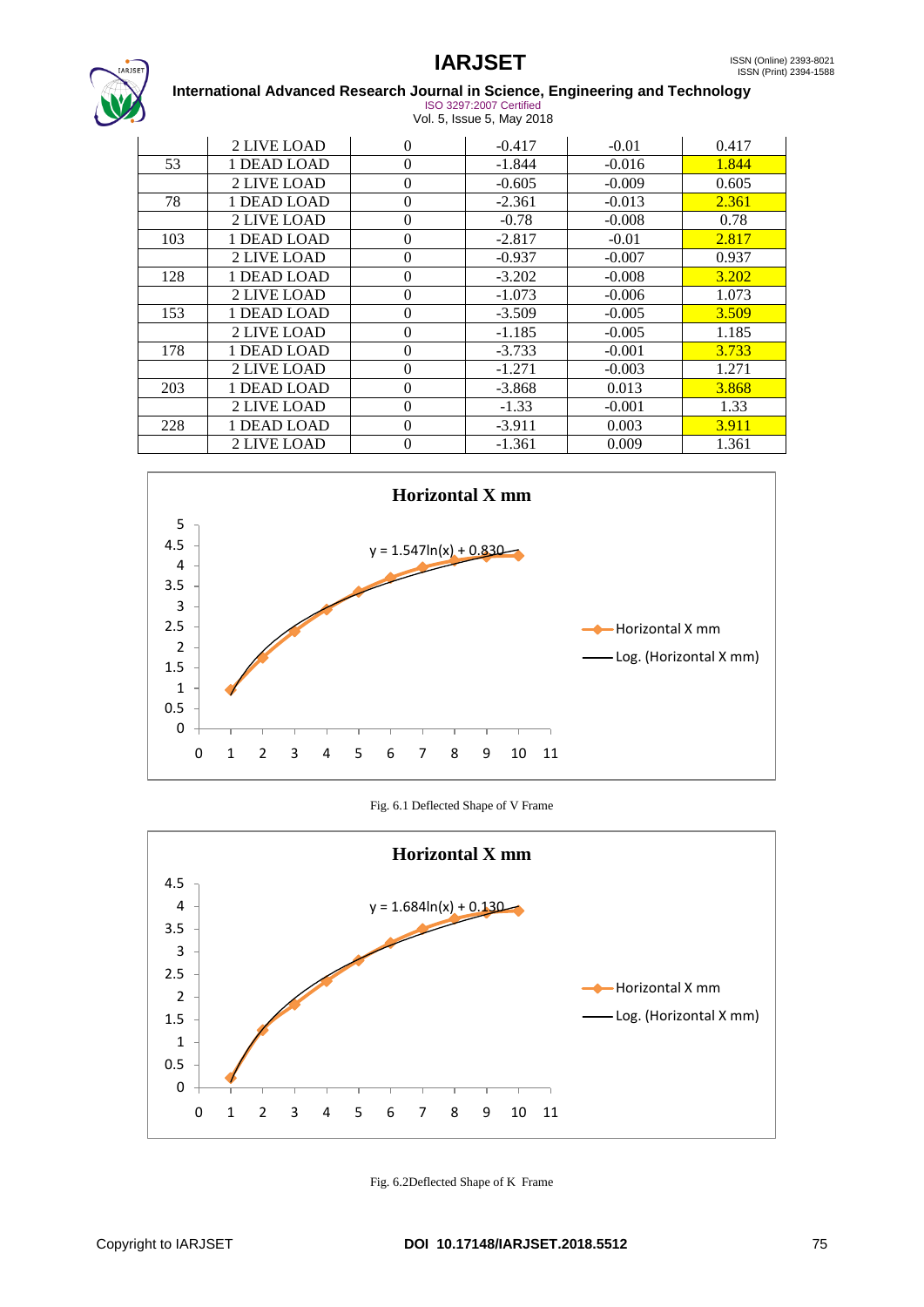|  |  |  |  |  |  |
|---|---|---|---|---|---|
|  | 2 LIVE LOAD | 0 | -0.417 | -0.01 | 0.417 |
| 53 | 1 DEAD LOAD | 0 | -1.844 | -0.016 | 1.844 |
|  | 2 LIVE LOAD | 0 | -0.605 | -0.009 | 0.605 |
| 78 | 1 DEAD LOAD | 0 | -2.361 | -0.013 | 2.361 |
|  | 2 LIVE LOAD | 0 | -0.78 | -0.008 | 0.78 |
| 103 | 1 DEAD LOAD | 0 | -2.817 | -0.01 | 2.817 |
|  | 2 LIVE LOAD | 0 | -0.937 | -0.007 | 0.937 |
| 128 | 1 DEAD LOAD | 0 | -3.202 | -0.008 | 3.202 |
|  | 2 LIVE LOAD | 0 | -1.073 | -0.006 | 1.073 |
| 153 | 1 DEAD LOAD | 0 | -3.509 | -0.005 | 3.509 |
|  | 2 LIVE LOAD | 0 | -1.185 | -0.005 | 1.185 |
| 178 | 1 DEAD LOAD | 0 | -3.733 | -0.001 | 3.733 |
|  | 2 LIVE LOAD | 0 | -1.271 | -0.003 | 1.271 |
| 203 | 1 DEAD LOAD | 0 | -3.868 | 0.013 | 3.868 |
|  | 2 LIVE LOAD | 0 | -1.33 | -0.001 | 1.33 |
| 228 | 1 DEAD LOAD | 0 | -3.911 | 0.003 | 3.911 |
|  | 2 LIVE LOAD | 0 | -1.361 | 0.009 | 1.361 |

**Horizontal X mm**

$y = 1.547\ln(x) + 0.830$

Legend: Horizontal X mm; Log. (Horizontal X mm)

Fig. 6.1 Deflected Shape of V Frame

**Horizontal X mm**

$y = 1.684\ln(x) + 0.130$

Legend: Horizontal X mm; Log. (Horizontal X mm)

Fig. 6.2 Deflected Shape of K Frame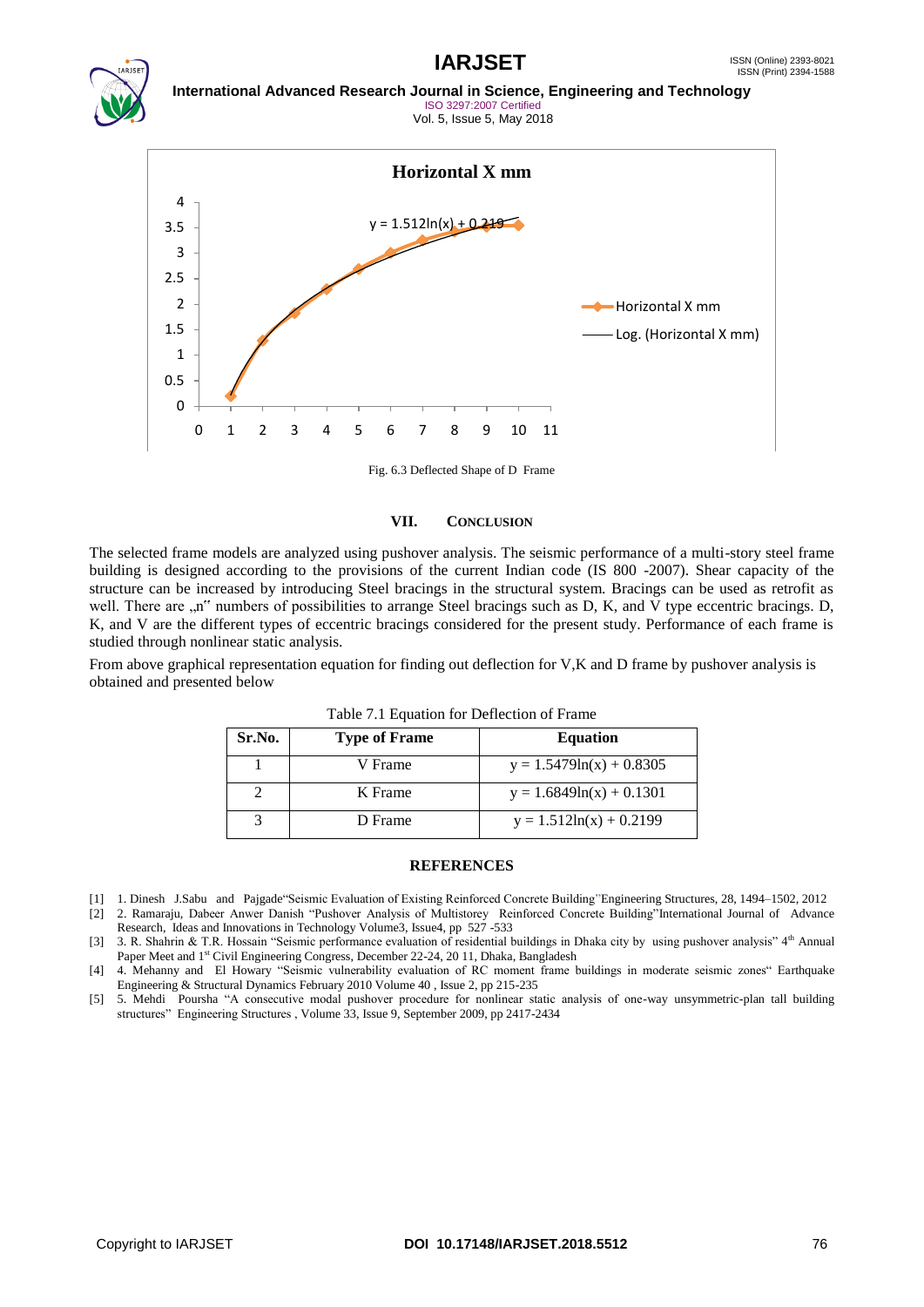Horizontal X mm

y = 1.512ln(x) + 0.219

4
3.5
3
2.5
2
1.5
1
0.5
0

0 1 2 3 4 5 6 7 8 9 10 11

Horizontal X mm
Log. (Horizontal X mm)

Fig. 6.3 Deflected Shape of D Frame

## VII. CONCLUSION

The selected frame models are analyzed using pushover analysis. The seismic performance of a multi-story steel frame building is designed according to the provisions of the current Indian code (IS 800 -2007). Shear capacity of the structure can be increased by introducing Steel bracings in the structural system. Bracings can be used as retrofit as well. There are „n" numbers of possibilities to arrange Steel bracings such as D, K, and V type eccentric bracings. D, K, and V are the different types of eccentric bracings considered for the present study. Performance of each frame is studied through nonlinear static analysis.

From above graphical representation equation for finding out deflection for V,K and D frame by pushover analysis is obtained and presented below

Table 7.1 Equation for Deflection of Frame

| Sr.No. | Type of Frame | Equation |
|---|---|---|
| 1 | V Frame | $y = 1.5479\ln(x) + 0.8305$ |
| 2 | K Frame | $y = 1.6849\ln(x) + 0.1301$ |
| 3 | D Frame | $y = 1.512\ln(x) + 0.2199$ |

## REFERENCES

[1] 1. Dinesh J.Sabu and Pajgade"Seismic Evaluation of Existing Reinforced Concrete Building"Engineering Structures, 28, 1494–1502, 2012

[2] 2. Ramaraju, Dabeer Anwer Danish "Pushover Analysis of Multistorey Reinforced Concrete Building"International Journal of Advance Research, Ideas and Innovations in Technology Volume3, Issue4, pp 527 -533

[3] 3. R. Shahrin & T.R. Hossain "Seismic performance evaluation of residential buildings in Dhaka city by using pushover analysis" 4th Annual Paper Meet and 1st Civil Engineering Congress, December 22-24, 20 11, Dhaka, Bangladesh

[4] 4. Mehanny and El Howary "Seismic vulnerability evaluation of RC moment frame buildings in moderate seismic zones" Earthquake Engineering & Structural Dynamics February 2010 Volume 40 , Issue 2, pp 215-235

[5] 5. Mehdi Poursha "A consecutive modal pushover procedure for nonlinear static analysis of one-way unsymmetric-plan tall building structures" Engineering Structures , Volume 33, Issue 9, September 2009, pp 2417-2434